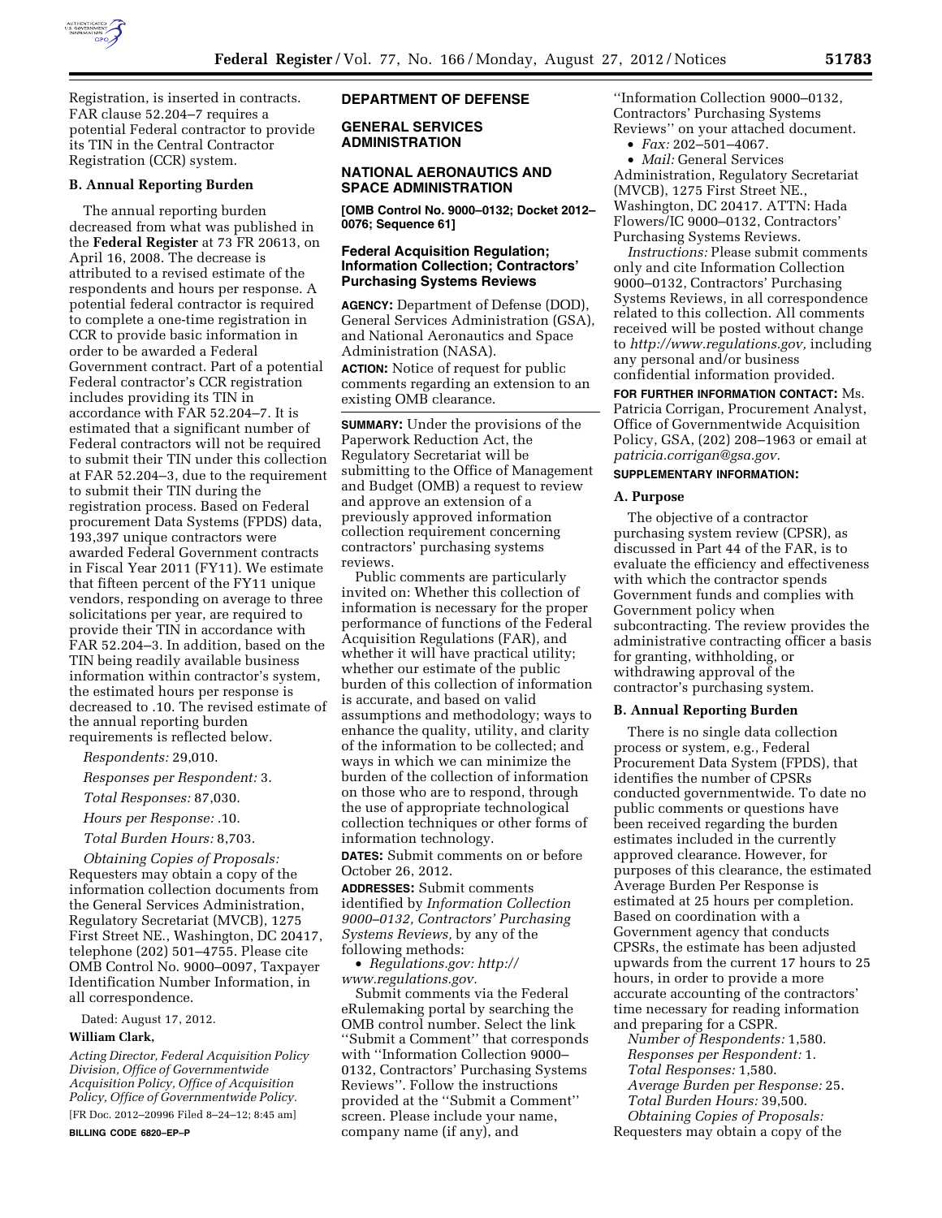Registration, is inserted in contracts. FAR clause 52.204–7 requires a potential Federal contractor to provide its TIN in the Central Contractor Registration (CCR) system.

### B. Annual Reporting Burden

The annual reporting burden decreased from what was published in the **Federal Register** at 73 FR 20613, on April 16, 2008. The decrease is attributed to a revised estimate of the respondents and hours per response. A potential federal contractor is required to complete a one-time registration in CCR to provide basic information in order to be awarded a Federal Government contract. Part of a potential Federal contractor's CCR registration includes providing its TIN in accordance with FAR 52.204–7. It is estimated that a significant number of Federal contractors will not be required to submit their TIN under this collection at FAR 52.204–3, due to the requirement to submit their TIN during the registration process. Based on Federal procurement Data Systems (FPDS) data, 193,397 unique contractors were awarded Federal Government contracts in Fiscal Year 2011 (FY11). We estimate that fifteen percent of the FY11 unique vendors, responding on average to three solicitations per year, are required to provide their TIN in accordance with FAR 52.204–3. In addition, based on the TIN being readily available business information within contractor's system, the estimated hours per response is decreased to .10. The revised estimate of the annual reporting burden requirements is reflected below.

*Respondents:* 29,010.

*Responses per Respondent:* 3.

*Total Responses:* 87,030.

*Hours per Response:* .10.

*Total Burden Hours:* 8,703.

*Obtaining Copies of Proposals:* Requesters may obtain a copy of the information collection documents from the General Services Administration, Regulatory Secretariat (MVCB), 1275 First Street NE., Washington, DC 20417, telephone (202) 501–4755. Please cite OMB Control No. 9000–0097, Taxpayer Identification Number Information, in all correspondence.

Dated: August 17, 2012.

**William Clark,**

*Acting Director, Federal Acquisition Policy Division, Office of Governmentwide Acquisition Policy, Office of Acquisition Policy, Office of Governmentwide Policy.*

[FR Doc. 2012–20996 Filed 8–24–12; 8:45 am]

**BILLING CODE 6820–EP–P**

## DEPARTMENT OF DEFENSE

## GENERAL SERVICES ADMINISTRATION

## NATIONAL AERONAUTICS AND SPACE ADMINISTRATION

**[OMB Control No. 9000–0132; Docket 2012–0076; Sequence 61]**

### Federal Acquisition Regulation; Information Collection; Contractors' Purchasing Systems Reviews

**AGENCY:** Department of Defense (DOD), General Services Administration (GSA), and National Aeronautics and Space Administration (NASA).

**ACTION:** Notice of request for public comments regarding an extension to an existing OMB clearance.

**SUMMARY:** Under the provisions of the Paperwork Reduction Act, the Regulatory Secretariat will be submitting to the Office of Management and Budget (OMB) a request to review and approve an extension of a previously approved information collection requirement concerning contractors' purchasing systems reviews.

Public comments are particularly invited on: Whether this collection of information is necessary for the proper performance of functions of the Federal Acquisition Regulations (FAR), and whether it will have practical utility; whether our estimate of the public burden of this collection of information is accurate, and based on valid assumptions and methodology; ways to enhance the quality, utility, and clarity of the information to be collected; and ways in which we can minimize the burden of the collection of information on those who are to respond, through the use of appropriate technological collection techniques or other forms of information technology.

**DATES:** Submit comments on or before October 26, 2012.

**ADDRESSES:** Submit comments identified by *Information Collection 9000–0132, Contractors' Purchasing Systems Reviews,* by any of the following methods:

- *Regulations.gov: http://www.regulations.gov.*

Submit comments via the Federal eRulemaking portal by searching the OMB control number. Select the link "Submit a Comment" that corresponds with "Information Collection 9000–0132, Contractors' Purchasing Systems Reviews". Follow the instructions provided at the "Submit a Comment" screen. Please include your name, company name (if any), and "Information Collection 9000–0132, Contractors' Purchasing Systems Reviews" on your attached document.

- *Fax:* 202–501–4067.
- *Mail:* General Services Administration, Regulatory Secretariat (MVCB), 1275 First Street NE., Washington, DC 20417. ATTN: Hada Flowers/IC 9000–0132, Contractors' Purchasing Systems Reviews.

*Instructions:* Please submit comments only and cite Information Collection 9000–0132, Contractors' Purchasing Systems Reviews, in all correspondence related to this collection. All comments received will be posted without change to *http://www.regulations.gov,* including any personal and/or business confidential information provided.

**FOR FURTHER INFORMATION CONTACT:** Ms. Patricia Corrigan, Procurement Analyst, Office of Governmentwide Acquisition Policy, GSA, (202) 208–1963 or email at *patricia.corrigan@gsa.gov.*

**SUPPLEMENTARY INFORMATION:**

### A. Purpose

The objective of a contractor purchasing system review (CPSR), as discussed in Part 44 of the FAR, is to evaluate the efficiency and effectiveness with which the contractor spends Government funds and complies with Government policy when subcontracting. The review provides the administrative contracting officer a basis for granting, withholding, or withdrawing approval of the contractor's purchasing system.

### B. Annual Reporting Burden

There is no single data collection process or system, e.g., Federal Procurement Data System (FPDS), that identifies the number of CPSRs conducted governmentwide. To date no public comments or questions have been received regarding the burden estimates included in the currently approved clearance. However, for purposes of this clearance, the estimated Average Burden Per Response is estimated at 25 hours per completion. Based on coordination with a Government agency that conducts CPSRs, the estimate has been adjusted upwards from the current 17 hours to 25 hours, in order to provide a more accurate accounting of the contractors' time necessary for reading information and preparing for a CSPR.

*Number of Respondents:* 1,580.

*Responses per Respondent:* 1.

*Total Responses:* 1,580.

*Average Burden per Response:* 25.

*Total Burden Hours:* 39,500.

*Obtaining Copies of Proposals:* Requesters may obtain a copy of the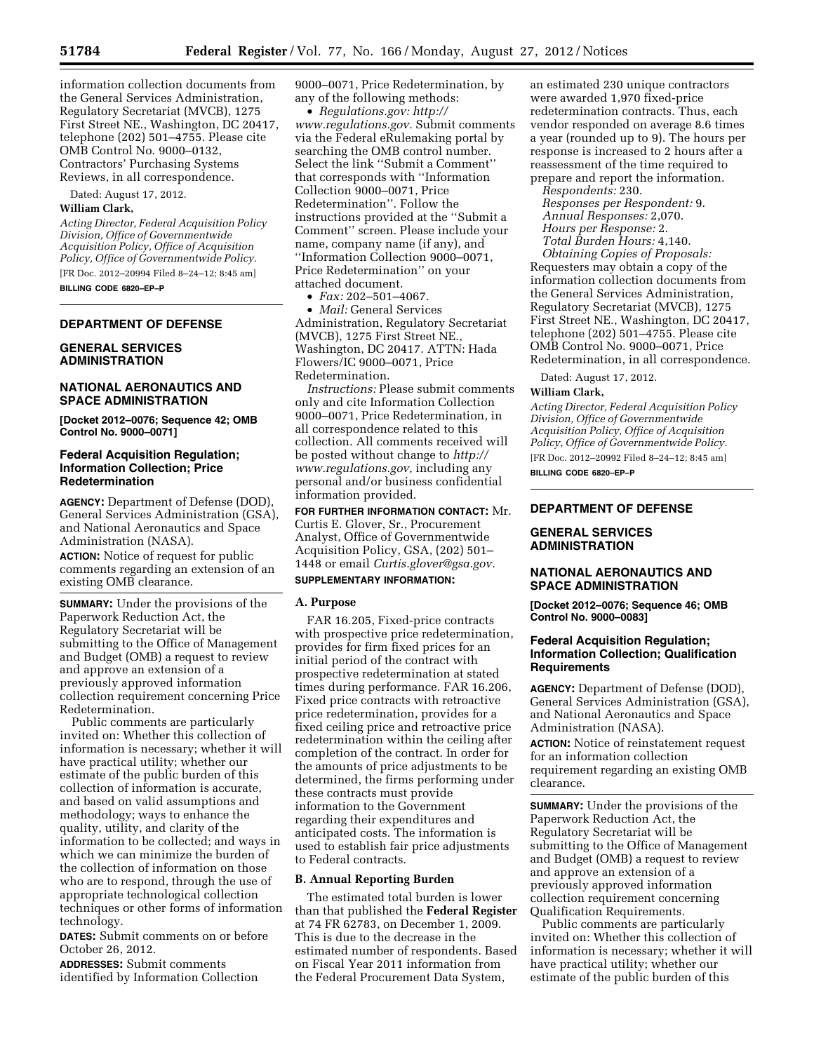information collection documents from the General Services Administration, Regulatory Secretariat (MVCB), 1275 First Street NE., Washington, DC 20417, telephone (202) 501–4755. Please cite OMB Control No. 9000–0132, Contractors' Purchasing Systems Reviews, in all correspondence.

Dated: August 17, 2012.

**William Clark,**

*Acting Director, Federal Acquisition Policy Division, Office of Governmentwide Acquisition Policy, Office of Acquisition Policy, Office of Governmentwide Policy.*

[FR Doc. 2012–20994 Filed 8–24–12; 8:45 am]

**BILLING CODE 6820–EP–P**

---

## DEPARTMENT OF DEFENSE

## GENERAL SERVICES ADMINISTRATION

## NATIONAL AERONAUTICS AND SPACE ADMINISTRATION

**[Docket 2012–0076; Sequence 42; OMB Control No. 9000–0071]**

### Federal Acquisition Regulation; Information Collection; Price Redetermination

**AGENCY:** Department of Defense (DOD), General Services Administration (GSA), and National Aeronautics and Space Administration (NASA).

**ACTION:** Notice of request for public comments regarding an extension of an existing OMB clearance.

**SUMMARY:** Under the provisions of the Paperwork Reduction Act, the Regulatory Secretariat will be submitting to the Office of Management and Budget (OMB) a request to review and approve an extension of a previously approved information collection requirement concerning Price Redetermination.

Public comments are particularly invited on: Whether this collection of information is necessary; whether it will have practical utility; whether our estimate of the public burden of this collection of information is accurate, and based on valid assumptions and methodology; ways to enhance the quality, utility, and clarity of the information to be collected; and ways in which we can minimize the burden of the collection of information on those who are to respond, through the use of appropriate technological collection techniques or other forms of information technology.

**DATES:** Submit comments on or before October 26, 2012.

**ADDRESSES:** Submit comments identified by Information Collection 9000–0071, Price Redetermination, by any of the following methods:

- *Regulations.gov: http://www.regulations.gov.* Submit comments via the Federal eRulemaking portal by searching the OMB control number. Select the link "Submit a Comment" that corresponds with "Information Collection 9000–0071, Price Redetermination". Follow the instructions provided at the "Submit a Comment" screen. Please include your name, company name (if any), and "Information Collection 9000–0071, Price Redetermination" on your attached document.
- *Fax:* 202–501–4067.
- *Mail:* General Services Administration, Regulatory Secretariat (MVCB), 1275 First Street NE., Washington, DC 20417. ATTN: Hada Flowers/IC 9000–0071, Price Redetermination.

*Instructions:* Please submit comments only and cite Information Collection 9000–0071, Price Redetermination, in all correspondence related to this collection. All comments received will be posted without change to *http://www.regulations.gov,* including any personal and/or business confidential information provided.

**FOR FURTHER INFORMATION CONTACT:** Mr. Curtis E. Glover, Sr., Procurement Analyst, Office of Governmentwide Acquisition Policy, GSA, (202) 501–1448 or email *Curtis.glover@gsa.gov.*

**SUPPLEMENTARY INFORMATION:**

#### A. Purpose

FAR 16.205, Fixed-price contracts with prospective price redetermination, provides for firm fixed prices for an initial period of the contract with prospective redetermination at stated times during performance. FAR 16.206, Fixed price contracts with retroactive price redetermination, provides for a fixed ceiling price and retroactive price redetermination within the ceiling after completion of the contract. In order for the amounts of price adjustments to be determined, the firms performing under these contracts must provide information to the Government regarding their expenditures and anticipated costs. The information is used to establish fair price adjustments to Federal contracts.

#### B. Annual Reporting Burden

The estimated total burden is lower than that published the **Federal Register** at 74 FR 62783, on December 1, 2009. This is due to the decrease in the estimated number of respondents. Based on Fiscal Year 2011 information from the Federal Procurement Data System, an estimated 230 unique contractors were awarded 1,970 fixed-price redetermination contracts. Thus, each vendor responded on average 8.6 times a year (rounded up to 9). The hours per response is increased to 2 hours after a reassessment of the time required to prepare and report the information.

*Respondents:* 230.
*Responses per Respondent:* 9.
*Annual Responses:* 2,070.
*Hours per Response:* 2.
*Total Burden Hours:* 4,140.

*Obtaining Copies of Proposals:* Requesters may obtain a copy of the information collection documents from the General Services Administration, Regulatory Secretariat (MVCB), 1275 First Street NE., Washington, DC 20417, telephone (202) 501–4755. Please cite OMB Control No. 9000–0071, Price Redetermination, in all correspondence.

Dated: August 17, 2012.

**William Clark,**

*Acting Director, Federal Acquisition Policy Division, Office of Governmentwide Acquisition Policy, Office of Acquisition Policy, Office of Governmentwide Policy.*

[FR Doc. 2012–20992 Filed 8–24–12; 8:45 am]

**BILLING CODE 6820–EP–P**

---

## DEPARTMENT OF DEFENSE

## GENERAL SERVICES ADMINISTRATION

## NATIONAL AERONAUTICS AND SPACE ADMINISTRATION

**[Docket 2012–0076; Sequence 46; OMB Control No. 9000–0083]**

### Federal Acquisition Regulation; Information Collection; Qualification Requirements

**AGENCY:** Department of Defense (DOD), General Services Administration (GSA), and National Aeronautics and Space Administration (NASA).

**ACTION:** Notice of reinstatement request for an information collection requirement regarding an existing OMB clearance.

**SUMMARY:** Under the provisions of the Paperwork Reduction Act, the Regulatory Secretariat will be submitting to the Office of Management and Budget (OMB) a request to review and approve an extension of a previously approved information collection requirement concerning Qualification Requirements.

Public comments are particularly invited on: Whether this collection of information is necessary; whether it will have practical utility; whether our estimate of the public burden of this